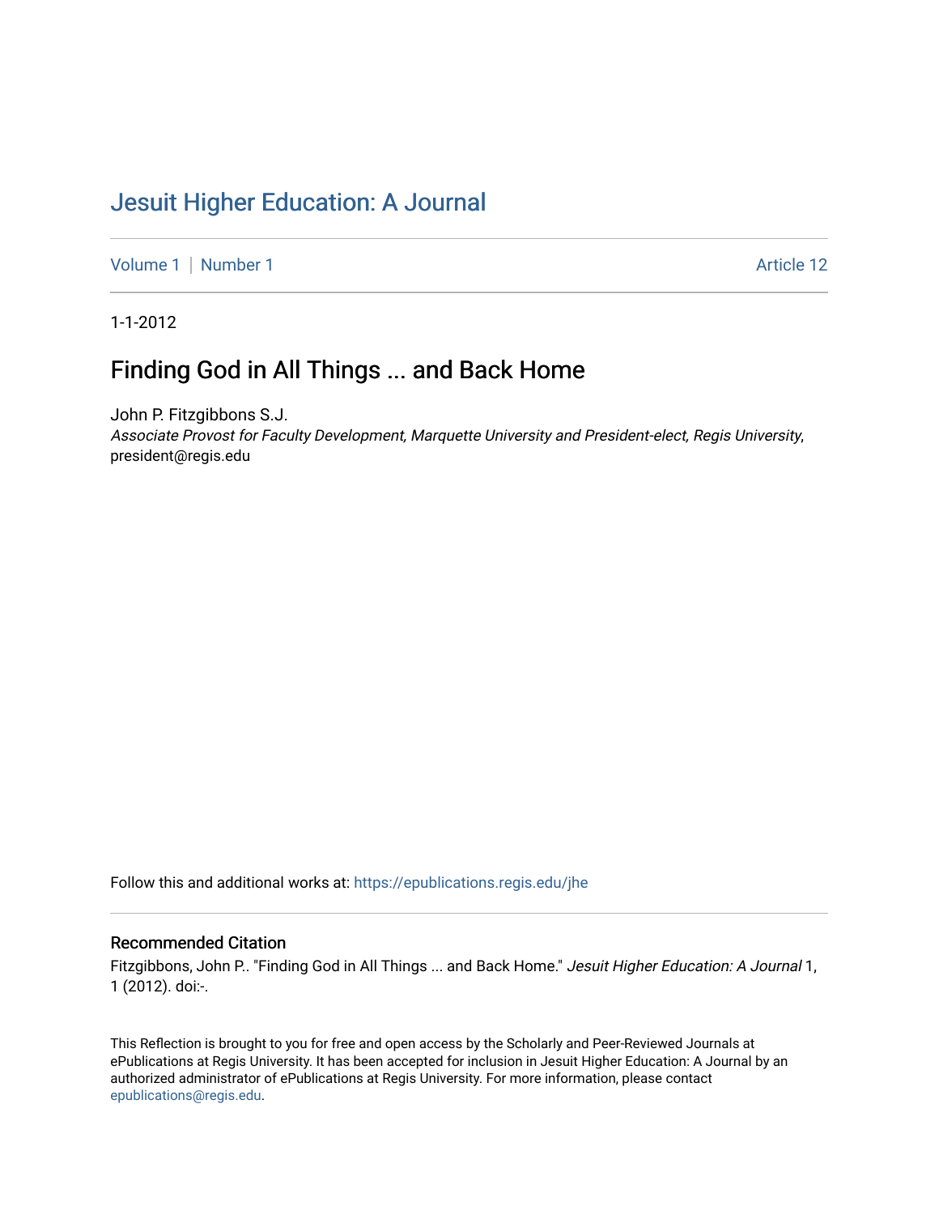# Jesuit Higher Education: A Journal

Volume 1 | Number 1 | Article 12

1-1-2012

## Finding God in All Things ... and Back Home

John P. Fitzgibbons S.J.
*Associate Provost for Faculty Development, Marquette University and President-elect, Regis University*, president@regis.edu

Follow this and additional works at: https://epublications.regis.edu/jhe

### Recommended Citation

Fitzgibbons, John P.. "Finding God in All Things ... and Back Home." *Jesuit Higher Education: A Journal* 1, 1 (2012). doi:-.

This Reflection is brought to you for free and open access by the Scholarly and Peer-Reviewed Journals at ePublications at Regis University. It has been accepted for inclusion in Jesuit Higher Education: A Journal by an authorized administrator of ePublications at Regis University. For more information, please contact epublications@regis.edu.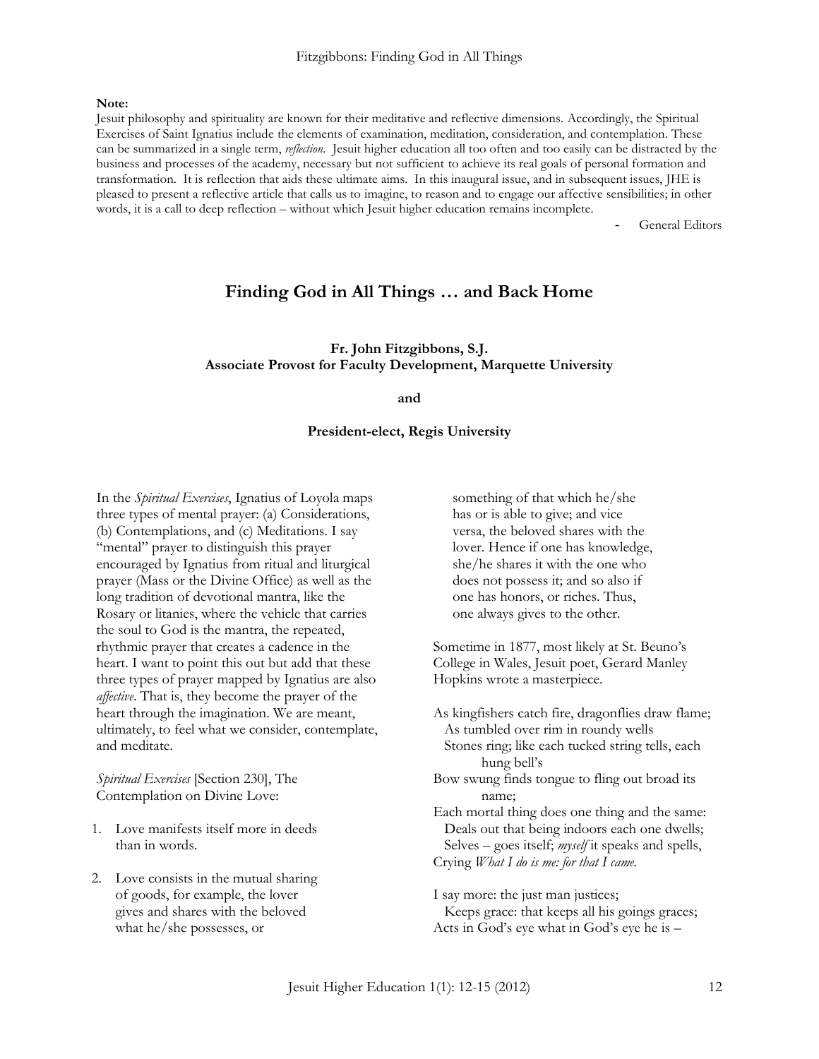**Note:**
Jesuit philosophy and spirituality are known for their meditative and reflective dimensions. Accordingly, the Spiritual Exercises of Saint Ignatius include the elements of examination, meditation, consideration, and contemplation. These can be summarized in a single term, *reflection*. Jesuit higher education all too often and too easily can be distracted by the business and processes of the academy, necessary but not sufficient to achieve its real goals of personal formation and transformation. It is reflection that aids these ultimate aims. In this inaugural issue, and in subsequent issues, JHE is pleased to present a reflective article that calls us to imagine, to reason and to engage our affective sensibilities; in other words, it is a call to deep reflection – without which Jesuit higher education remains incomplete.

- General Editors

# Finding God in All Things … and Back Home

**Fr. John Fitzgibbons, S.J.**
**Associate Provost for Faculty Development, Marquette University**

**and**

**President-elect, Regis University**

In the *Spiritual Exercises*, Ignatius of Loyola maps three types of mental prayer: (a) Considerations, (b) Contemplations, and (c) Meditations. I say "mental" prayer to distinguish this prayer encouraged by Ignatius from ritual and liturgical prayer (Mass or the Divine Office) as well as the long tradition of devotional mantra, like the Rosary or litanies, where the vehicle that carries the soul to God is the mantra, the repeated, rhythmic prayer that creates a cadence in the heart. I want to point this out but add that these three types of prayer mapped by Ignatius are also *affective*. That is, they become the prayer of the heart through the imagination. We are meant, ultimately, to feel what we consider, contemplate, and meditate.

*Spiritual Exercises* [Section 230], The Contemplation on Divine Love:

1. Love manifests itself more in deeds than in words.

2. Love consists in the mutual sharing of goods, for example, the lover gives and shares with the beloved what he/she possesses, or something of that which he/she has or is able to give; and vice versa, the beloved shares with the lover. Hence if one has knowledge, she/he shares it with the one who does not possess it; and so also if one has honors, or riches. Thus, one always gives to the other.

Sometime in 1877, most likely at St. Beuno's College in Wales, Jesuit poet, Gerard Manley Hopkins wrote a masterpiece.

As kingfishers catch fire, dragonflies draw flame;
  As tumbled over rim in roundy wells
  Stones ring; like each tucked string tells, each hung bell's
Bow swung finds tongue to fling out broad its name;
Each mortal thing does one thing and the same:
  Deals out that being indoors each one dwells;
  Selves – goes itself; *myself* it speaks and spells,
Crying *What I do is me: for that I came.*

I say more: the just man justices;
  Keeps grace: that keeps all his goings graces;
Acts in God's eye what in God's eye he is –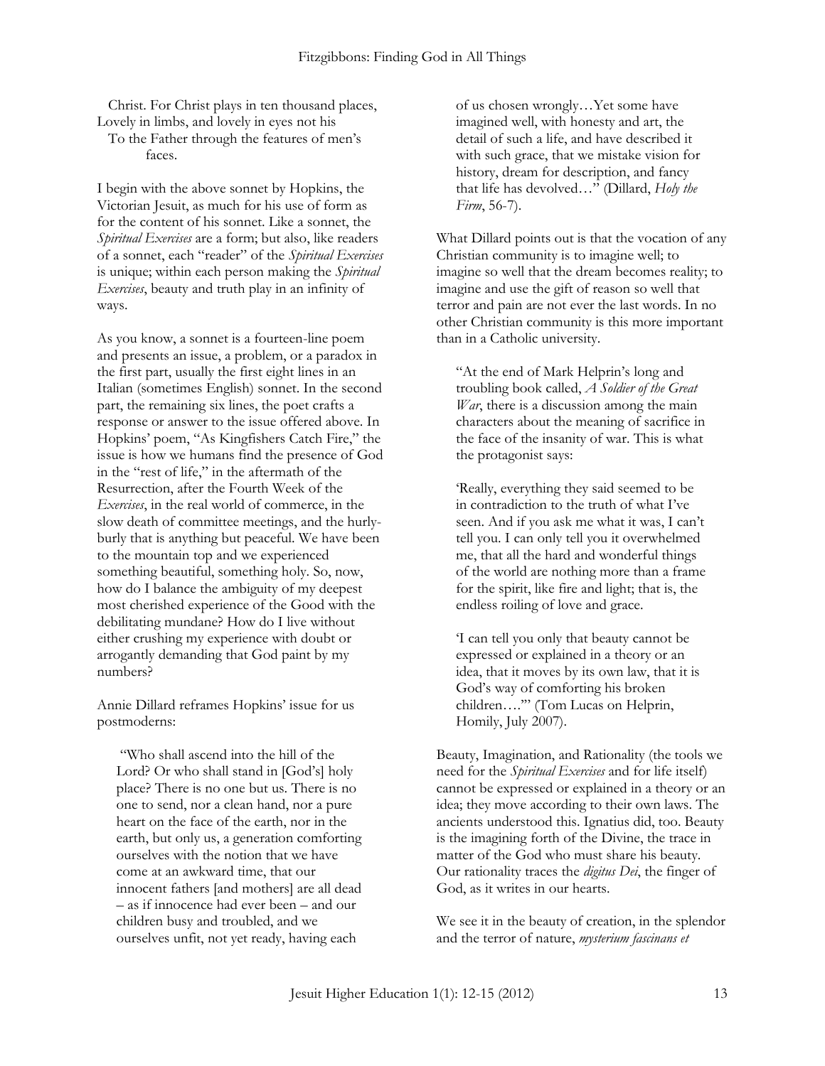Christ. For Christ plays in ten thousand places,
Lovely in limbs, and lovely in eyes not his
To the Father through the features of men's faces.

I begin with the above sonnet by Hopkins, the Victorian Jesuit, as much for his use of form as for the content of his sonnet. Like a sonnet, the *Spiritual Exercises* are a form; but also, like readers of a sonnet, each "reader" of the *Spiritual Exercises* is unique; within each person making the *Spiritual Exercises*, beauty and truth play in an infinity of ways.

As you know, a sonnet is a fourteen-line poem and presents an issue, a problem, or a paradox in the first part, usually the first eight lines in an Italian (sometimes English) sonnet. In the second part, the remaining six lines, the poet crafts a response or answer to the issue offered above. In Hopkins' poem, "As Kingfishers Catch Fire," the issue is how we humans find the presence of God in the "rest of life," in the aftermath of the Resurrection, after the Fourth Week of the *Exercises*, in the real world of commerce, in the slow death of committee meetings, and the hurly-burly that is anything but peaceful. We have been to the mountain top and we experienced something beautiful, something holy. So, now, how do I balance the ambiguity of my deepest most cherished experience of the Good with the debilitating mundane? How do I live without either crushing my experience with doubt or arrogantly demanding that God paint by my numbers?

Annie Dillard reframes Hopkins' issue for us postmoderns:

> "Who shall ascend into the hill of the Lord? Or who shall stand in [God's] holy place? There is no one but us. There is no one to send, nor a clean hand, nor a pure heart on the face of the earth, nor in the earth, but only us, a generation comforting ourselves with the notion that we have come at an awkward time, that our innocent fathers [and mothers] are all dead – as if innocence had ever been – and our children busy and troubled, and we ourselves unfit, not yet ready, having each of us chosen wrongly…Yet some have imagined well, with honesty and art, the detail of such a life, and have described it with such grace, that we mistake vision for history, dream for description, and fancy that life has devolved…" (Dillard, *Holy the Firm*, 56-7).

What Dillard points out is that the vocation of any Christian community is to imagine well; to imagine so well that the dream becomes reality; to imagine and use the gift of reason so well that terror and pain are not ever the last words. In no other Christian community is this more important than in a Catholic university.

> "At the end of Mark Helprin's long and troubling book called, *A Soldier of the Great War*, there is a discussion among the main characters about the meaning of sacrifice in the face of the insanity of war. This is what the protagonist says:
>
> 'Really, everything they said seemed to be in contradiction to the truth of what I've seen. And if you ask me what it was, I can't tell you. I can only tell you it overwhelmed me, that all the hard and wonderful things of the world are nothing more than a frame for the spirit, like fire and light; that is, the endless roiling of love and grace.
>
> 'I can tell you only that beauty cannot be expressed or explained in a theory or an idea, that it moves by its own law, that it is God's way of comforting his broken children….'" (Tom Lucas on Helprin, Homily, July 2007).

Beauty, Imagination, and Rationality (the tools we need for the *Spiritual Exercises* and for life itself) cannot be expressed or explained in a theory or an idea; they move according to their own laws. The ancients understood this. Ignatius did, too. Beauty is the imagining forth of the Divine, the trace in matter of the God who must share his beauty. Our rationality traces the *digitus Dei*, the finger of God, as it writes in our hearts.

We see it in the beauty of creation, in the splendor and the terror of nature, *mysterium fascinans et*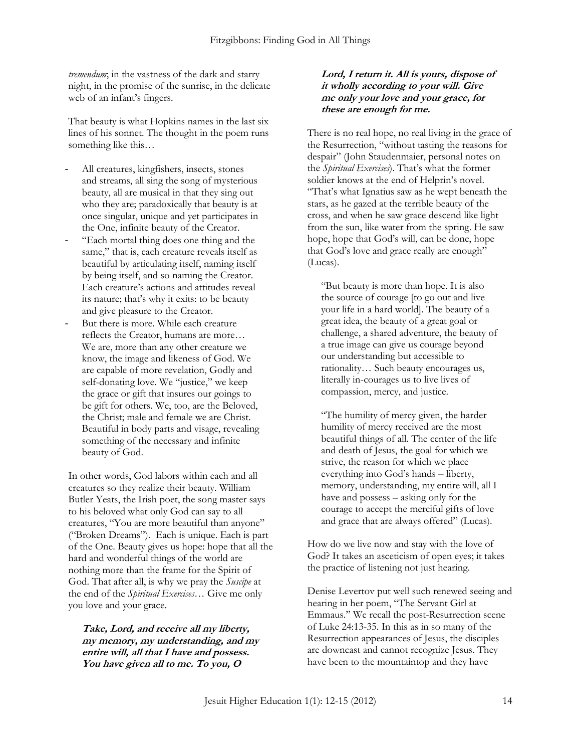*tremendum*; in the vastness of the dark and starry night, in the promise of the sunrise, in the delicate web of an infant's fingers.

That beauty is what Hopkins names in the last six lines of his sonnet. The thought in the poem runs something like this…

- All creatures, kingfishers, insects, stones and streams, all sing the song of mysterious beauty, all are musical in that they sing out who they are; paradoxically that beauty is at once singular, unique and yet participates in the One, infinite beauty of the Creator.
- "Each mortal thing does one thing and the same," that is, each creature reveals itself as beautiful by articulating itself, naming itself by being itself, and so naming the Creator. Each creature's actions and attitudes reveal its nature; that's why it exits: to be beauty and give pleasure to the Creator.
- But there is more. While each creature reflects the Creator, humans are more… We are, more than any other creature we know, the image and likeness of God. We are capable of more revelation, Godly and self-donating love. We "justice," we keep the grace or gift that insures our goings to be gift for others. We, too, are the Beloved, the Christ; male and female we are Christ. Beautiful in body parts and visage, revealing something of the necessary and infinite beauty of God.

In other words, God labors within each and all creatures so they realize their beauty. William Butler Yeats, the Irish poet, the song master says to his beloved what only God can say to all creatures, "You are more beautiful than anyone" ("Broken Dreams"). Each is unique. Each is part of the One. Beauty gives us hope: hope that all the hard and wonderful things of the world are nothing more than the frame for the Spirit of God. That after all, is why we pray the *Suscipe* at the end of the *Spiritual Exercises*… Give me only you love and your grace.

> ***Take, Lord, and receive all my liberty, my memory, my understanding, and my entire will, all that I have and possess. You have given all to me. To you, O Lord, I return it. All is yours, dispose of it wholly according to your will. Give me only your love and your grace, for these are enough for me.***

There is no real hope, no real living in the grace of the Resurrection, "without tasting the reasons for despair" (John Staudenmaier, personal notes on the *Spiritual Exercises*). That's what the former soldier knows at the end of Helprin's novel. "That's what Ignatius saw as he wept beneath the stars, as he gazed at the terrible beauty of the cross, and when he saw grace descend like light from the sun, like water from the spring. He saw hope, hope that God's will, can be done, hope that God's love and grace really are enough" (Lucas).

> "But beauty is more than hope. It is also the source of courage [to go out and live your life in a hard world]. The beauty of a great idea, the beauty of a great goal or challenge, a shared adventure, the beauty of a true image can give us courage beyond our understanding but accessible to rationality… Such beauty encourages us, literally in-courages us to live lives of compassion, mercy, and justice.
>
> "The humility of mercy given, the harder humility of mercy received are the most beautiful things of all. The center of the life and death of Jesus, the goal for which we strive, the reason for which we place everything into God's hands – liberty, memory, understanding, my entire will, all I have and possess – asking only for the courage to accept the merciful gifts of love and grace that are always offered" (Lucas).

How do we live now and stay with the love of God? It takes an asceticism of open eyes; it takes the practice of listening not just hearing.

Denise Levertov put well such renewed seeing and hearing in her poem, "The Servant Girl at Emmaus." We recall the post-Resurrection scene of Luke 24:13-35. In this as in so many of the Resurrection appearances of Jesus, the disciples are downcast and cannot recognize Jesus. They have been to the mountaintop and they have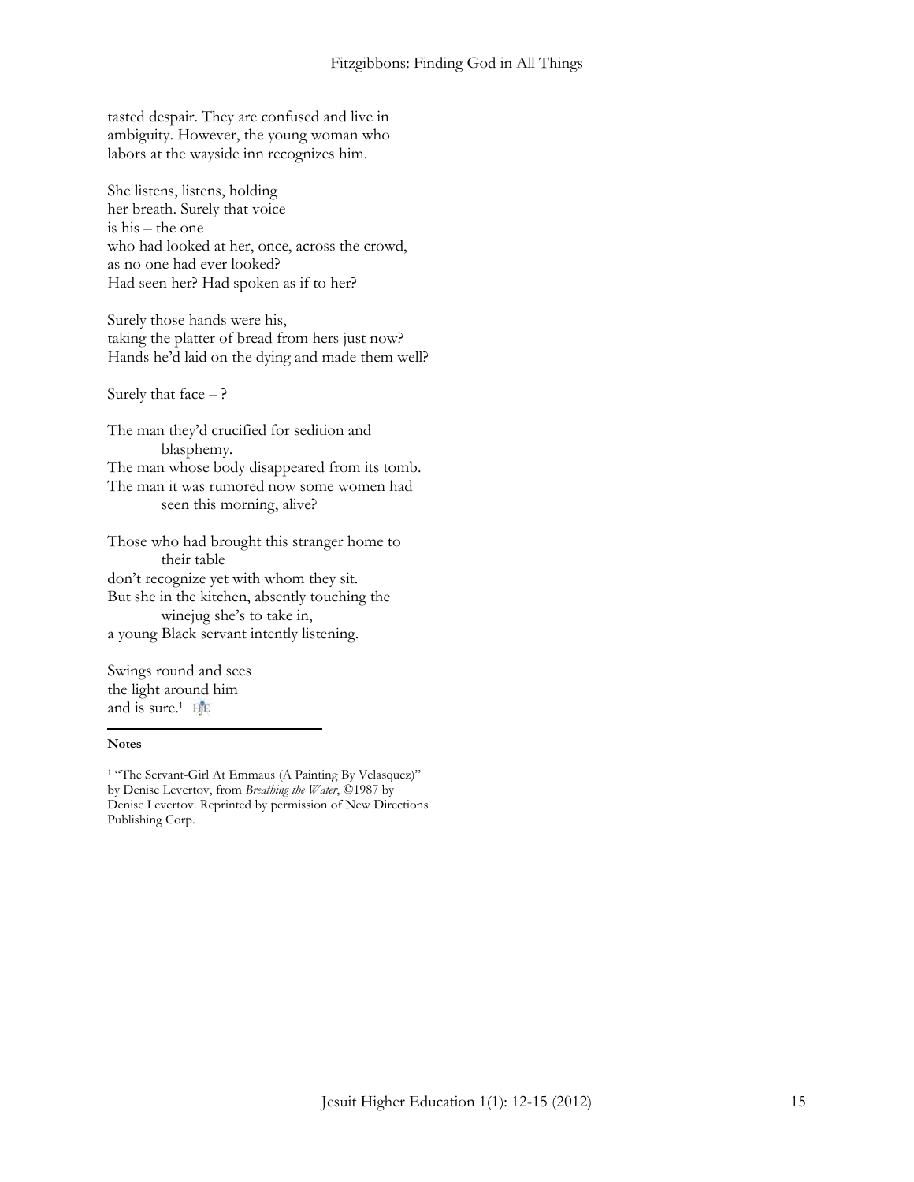tasted despair. They are confused and live in ambiguity. However, the young woman who labors at the wayside inn recognizes him.

She listens, listens, holding  
her breath. Surely that voice  
is his – the one  
who had looked at her, once, across the crowd,  
as no one had ever looked?  
Had seen her? Had spoken as if to her?

Surely those hands were his,  
taking the platter of bread from hers just now?  
Hands he'd laid on the dying and made them well?

Surely that face – ?

The man they'd crucified for sedition and  
 blasphemy.  
The man whose body disappeared from its tomb.  
The man it was rumored now some women had  
 seen this morning, alive?

Those who had brought this stranger home to  
 their table  
don't recognize yet with whom they sit.  
But she in the kitchen, absently touching the  
 winejug she's to take in,  
a young Black servant intently listening.

Swings round and sees  
the light around him  
and is sure.[1]

---

**Notes**

[1] "The Servant-Girl At Emmaus (A Painting By Velasquez)" by Denise Levertov, from *Breathing the Water*, ©1987 by Denise Levertov. Reprinted by permission of New Directions Publishing Corp.